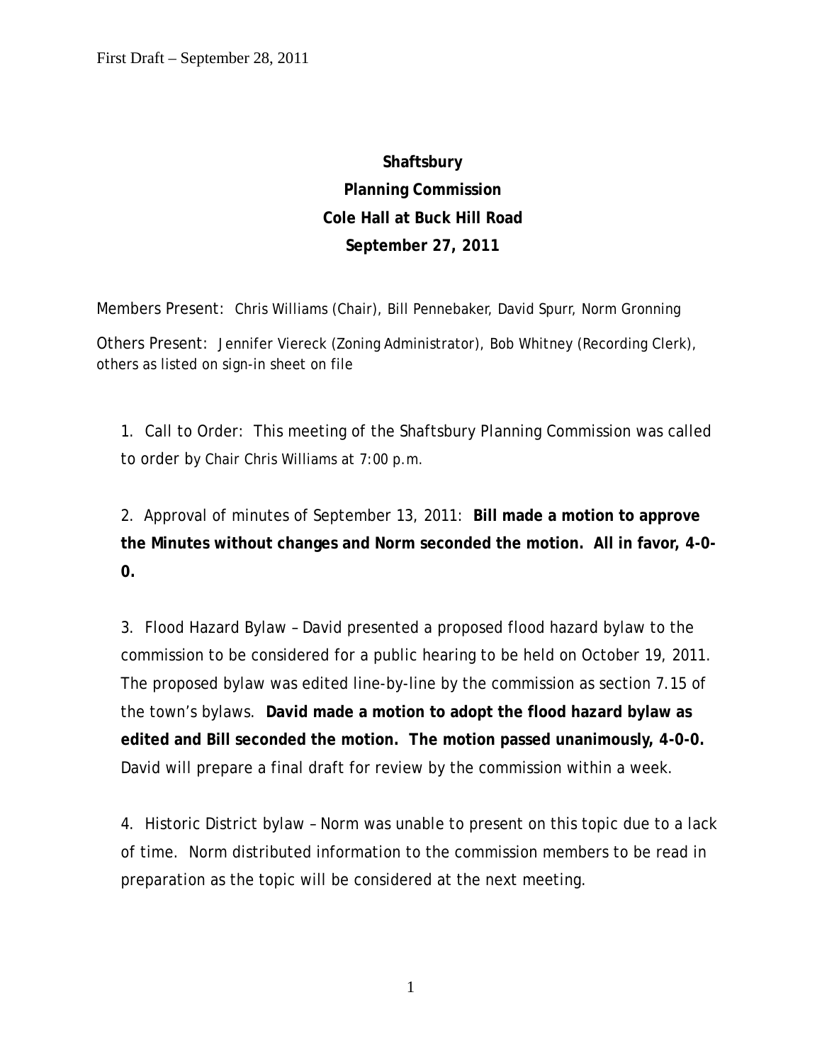First Draft – September 28, 2011

**Shaftsbury**
**Planning Commission**
**Cole Hall at Buck Hill Road**
**September 27, 2011**

Members Present: Chris Williams (Chair), Bill Pennebaker, David Spurr, Norm Gronning

Others Present: Jennifer Viereck (Zoning Administrator), Bob Whitney (Recording Clerk), others as listed on sign-in sheet on file

1. Call to Order: This meeting of the Shaftsbury Planning Commission was called to order by Chair Chris Williams at 7:00 p.m.

2. Approval of minutes of September 13, 2011: **Bill made a motion to approve the Minutes without changes and Norm seconded the motion. All in favor, 4-0-0.**

3. Flood Hazard Bylaw – David presented a proposed flood hazard bylaw to the commission to be considered for a public hearing to be held on October 19, 2011. The proposed bylaw was edited line-by-line by the commission as section 7.15 of the town's bylaws. **David made a motion to adopt the flood hazard bylaw as edited and Bill seconded the motion. The motion passed unanimously, 4-0-0.** David will prepare a final draft for review by the commission within a week.

4. Historic District bylaw – Norm was unable to present on this topic due to a lack of time. Norm distributed information to the commission members to be read in preparation as the topic will be considered at the next meeting.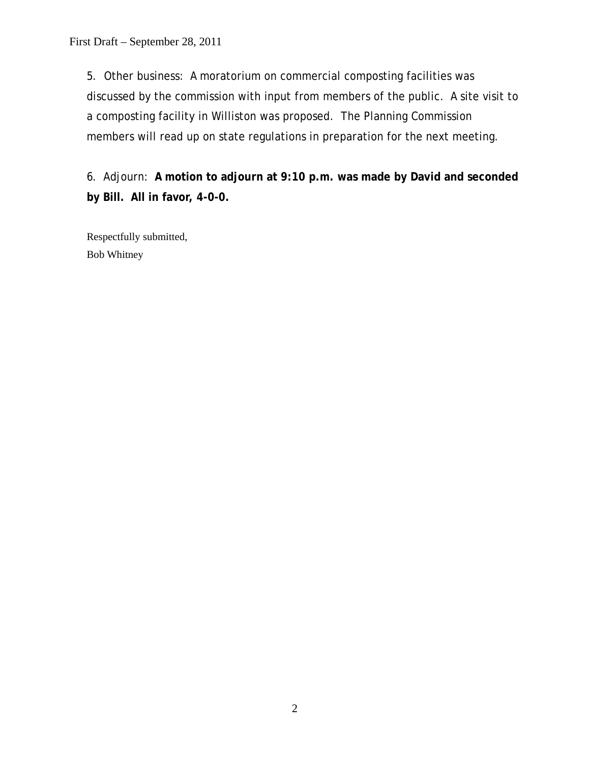5. Other business: A moratorium on commercial composting facilities was discussed by the commission with input from members of the public. A site visit to a composting facility in Williston was proposed. The Planning Commission members will read up on state regulations in preparation for the next meeting.

6. Adjourn: **A motion to adjourn at 9:10 p.m. was made by David and seconded by Bill. All in favor, 4-0-0.**

Respectfully submitted,
Bob Whitney